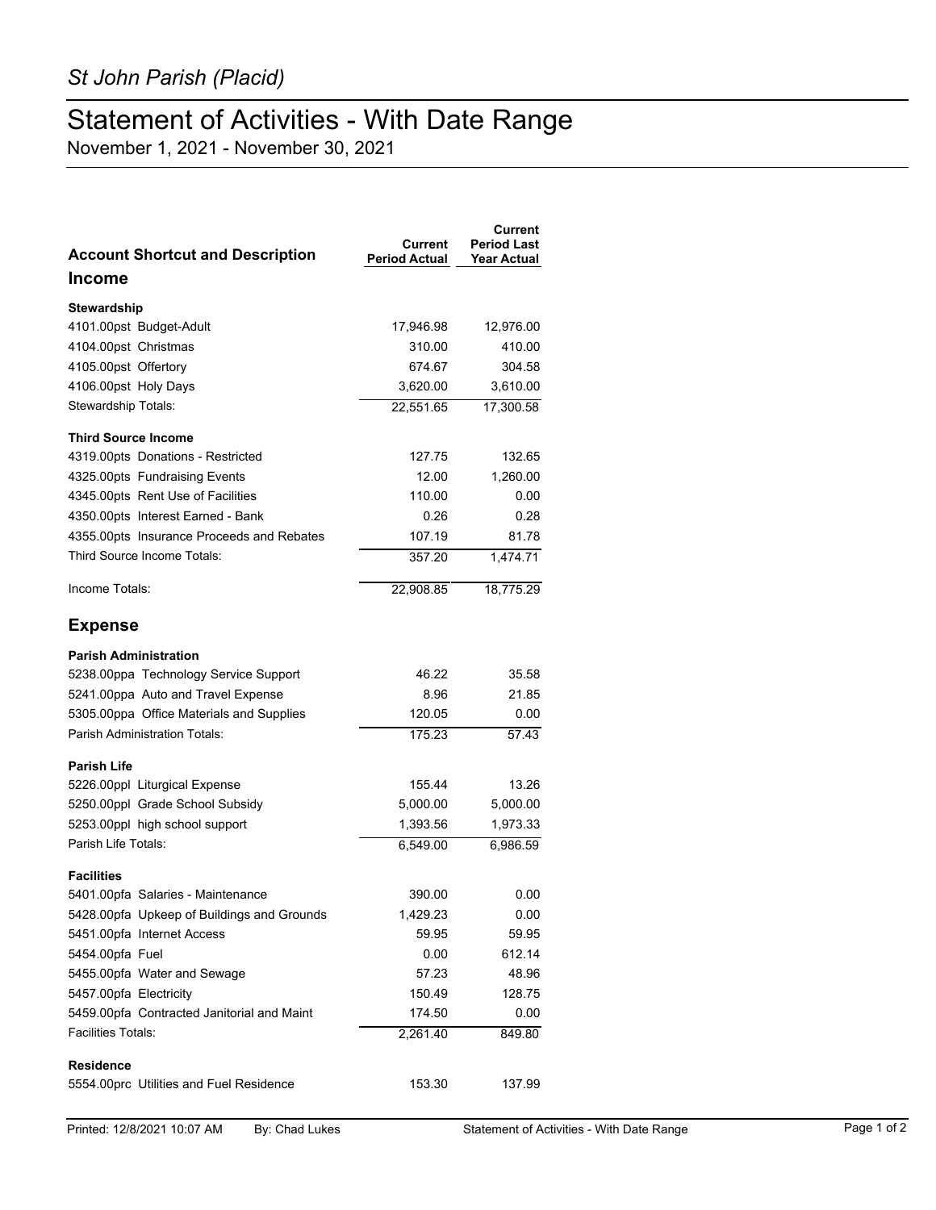*St John Parish (Placid)*

# Statement of Activities - With Date Range

November 1, 2021 - November 30, 2021

| Account Shortcut and Description | Current Period Actual | Current Period Last Year Actual |
|---|---|---|
| **Income** | | |
| **Stewardship** | | |
| 4101.00pst Budget-Adult | 17,946.98 | 12,976.00 |
| 4104.00pst Christmas | 310.00 | 410.00 |
| 4105.00pst Offertory | 674.67 | 304.58 |
| 4106.00pst Holy Days | 3,620.00 | 3,610.00 |
| Stewardship Totals: | 22,551.65 | 17,300.58 |
| **Third Source Income** | | |
| 4319.00pts Donations - Restricted | 127.75 | 132.65 |
| 4325.00pts Fundraising Events | 12.00 | 1,260.00 |
| 4345.00pts Rent Use of Facilities | 110.00 | 0.00 |
| 4350.00pts Interest Earned - Bank | 0.26 | 0.28 |
| 4355.00pts Insurance Proceeds and Rebates | 107.19 | 81.78 |
| Third Source Income Totals: | 357.20 | 1,474.71 |
| Income Totals: | 22,908.85 | 18,775.29 |
| **Expense** | | |
| **Parish Administration** | | |
| 5238.00ppa Technology Service Support | 46.22 | 35.58 |
| 5241.00ppa Auto and Travel Expense | 8.96 | 21.85 |
| 5305.00ppa Office Materials and Supplies | 120.05 | 0.00 |
| Parish Administration Totals: | 175.23 | 57.43 |
| **Parish Life** | | |
| 5226.00ppl Liturgical Expense | 155.44 | 13.26 |
| 5250.00ppl Grade School Subsidy | 5,000.00 | 5,000.00 |
| 5253.00ppl high school support | 1,393.56 | 1,973.33 |
| Parish Life Totals: | 6,549.00 | 6,986.59 |
| **Facilities** | | |
| 5401.00pfa Salaries - Maintenance | 390.00 | 0.00 |
| 5428.00pfa Upkeep of Buildings and Grounds | 1,429.23 | 0.00 |
| 5451.00pfa Internet Access | 59.95 | 59.95 |
| 5454.00pfa Fuel | 0.00 | 612.14 |
| 5455.00pfa Water and Sewage | 57.23 | 48.96 |
| 5457.00pfa Electricity | 150.49 | 128.75 |
| 5459.00pfa Contracted Janitorial and Maint | 174.50 | 0.00 |
| Facilities Totals: | 2,261.40 | 849.80 |
| **Residence** | | |
| 5554.00prc Utilities and Fuel Residence | 153.30 | 137.99 |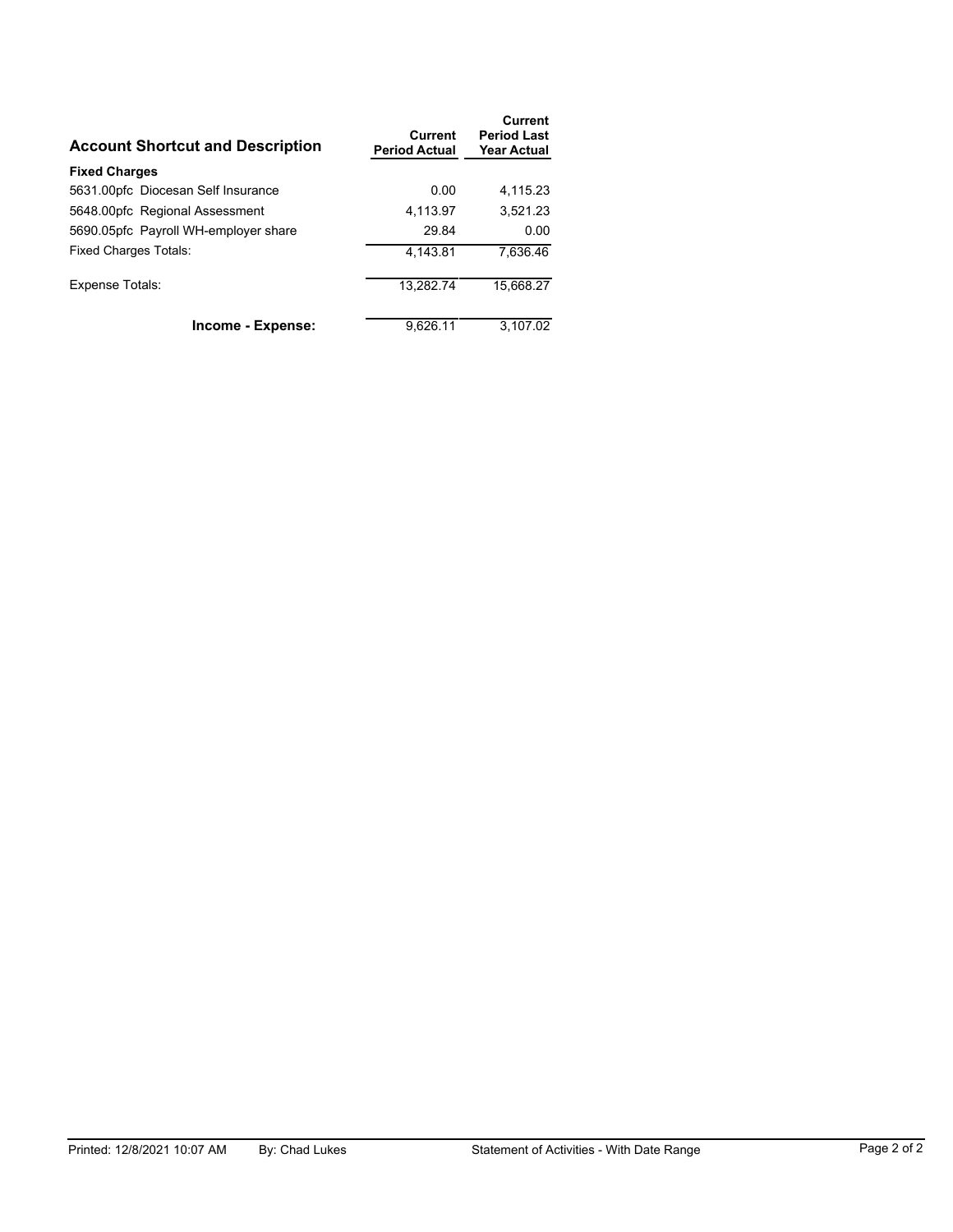| Account Shortcut and Description | Current Period Actual | Current Period Last Year Actual |
|---|---|---|
| **Fixed Charges** | | |
| 5631.00pfc Diocesan Self Insurance | 0.00 | 4,115.23 |
| 5648.00pfc Regional Assessment | 4,113.97 | 3,521.23 |
| 5690.05pfc Payroll WH-employer share | 29.84 | 0.00 |
| Fixed Charges Totals: | 4,143.81 | 7,636.46 |
| Expense Totals: | 13,282.74 | 15,668.27 |
| **Income - Expense:** | 9,626.11 | 3,107.02 |